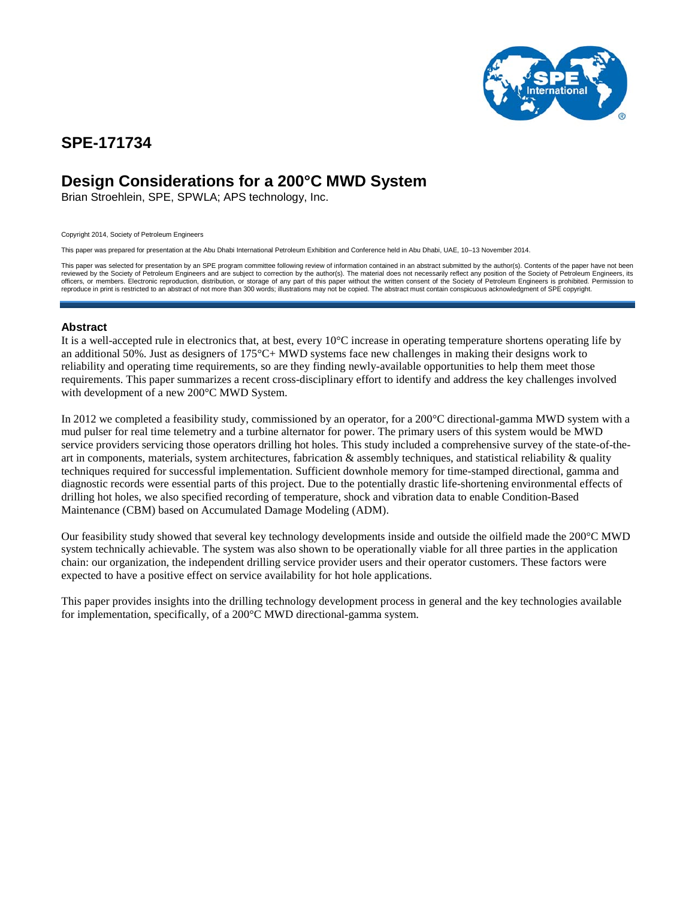# SPE-171734

## Design Considerations for a 200°C MWD System

Brian Stroehlein, SPE, SPWLA; APS technology, Inc.

Copyright 2014, Society of Petroleum Engineers

This paper was prepared for presentation at the Abu Dhabi International Petroleum Exhibition and Conference held in Abu Dhabi, UAE, 10–13 November 2014.

This paper was selected for presentation by an SPE program committee following review of information contained in an abstract submitted by the author(s). Contents of the paper have not been reviewed by the Society of Petroleum Engineers and are subject to correction by the author(s). The material does not necessarily reflect any position of the Society of Petroleum Engineers, its officers, or members. Electronic reproduction, distribution, or storage of any part of this paper without the written consent of the Society of Petroleum Engineers is prohibited. Permission to reproduce in print is restricted to an abstract of not more than 300 words; illustrations may not be copied. The abstract must contain conspicuous acknowledgment of SPE copyright.

### Abstract

It is a well-accepted rule in electronics that, at best, every 10°C increase in operating temperature shortens operating life by an additional 50%. Just as designers of 175°C+ MWD systems face new challenges in making their designs work to reliability and operating time requirements, so are they finding newly-available opportunities to help them meet those requirements. This paper summarizes a recent cross-disciplinary effort to identify and address the key challenges involved with development of a new 200°C MWD System.

In 2012 we completed a feasibility study, commissioned by an operator, for a 200°C directional-gamma MWD system with a mud pulser for real time telemetry and a turbine alternator for power. The primary users of this system would be MWD service providers servicing those operators drilling hot holes. This study included a comprehensive survey of the state-of-the-art in components, materials, system architectures, fabrication & assembly techniques, and statistical reliability & quality techniques required for successful implementation. Sufficient downhole memory for time-stamped directional, gamma and diagnostic records were essential parts of this project. Due to the potentially drastic life-shortening environmental effects of drilling hot holes, we also specified recording of temperature, shock and vibration data to enable Condition-Based Maintenance (CBM) based on Accumulated Damage Modeling (ADM).

Our feasibility study showed that several key technology developments inside and outside the oilfield made the 200°C MWD system technically achievable. The system was also shown to be operationally viable for all three parties in the application chain: our organization, the independent drilling service provider users and their operator customers. These factors were expected to have a positive effect on service availability for hot hole applications.

This paper provides insights into the drilling technology development process in general and the key technologies available for implementation, specifically, of a 200°C MWD directional-gamma system.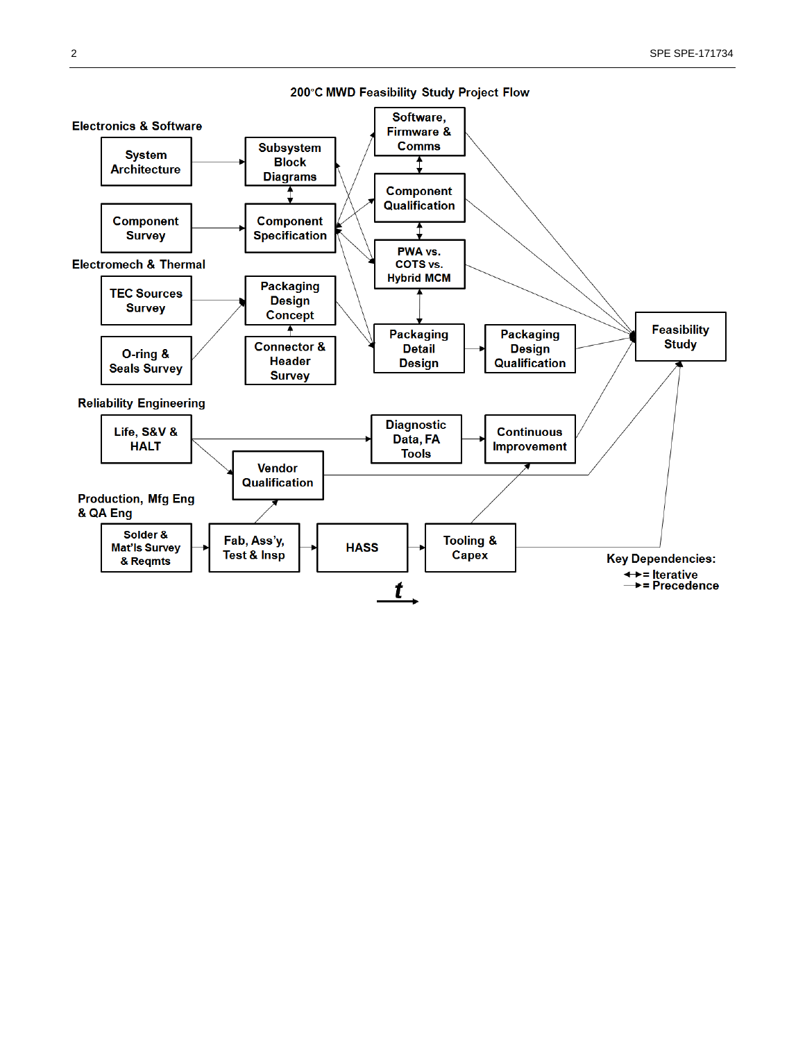200°C MWD Feasibility Study Project Flow

Electronics & Software

System Architecture

Subsystem Block Diagrams

Software, Firmware & Comms

Component Survey

Component Specification

Component Qualification

Electromech & Thermal

PWA vs. COTS vs. Hybrid MCM

TEC Sources Survey

Packaging Design Concept

O-ring & Seals Survey

Connector & Header Survey

Packaging Detail Design

Packaging Design Qualification

Feasibility Study

Reliability Engineering

Life, S&V & HALT

Diagnostic Data, FA Tools

Continuous Improvement

Vendor Qualification

Production, Mfg Eng & QA Eng

Solder & Mat'ls Survey & Reqmts

Fab, Ass'y, Test & Insp

HASS

Tooling & Capex

*t*

Key Dependencies:

↔ = Iterative

→ = Precedence